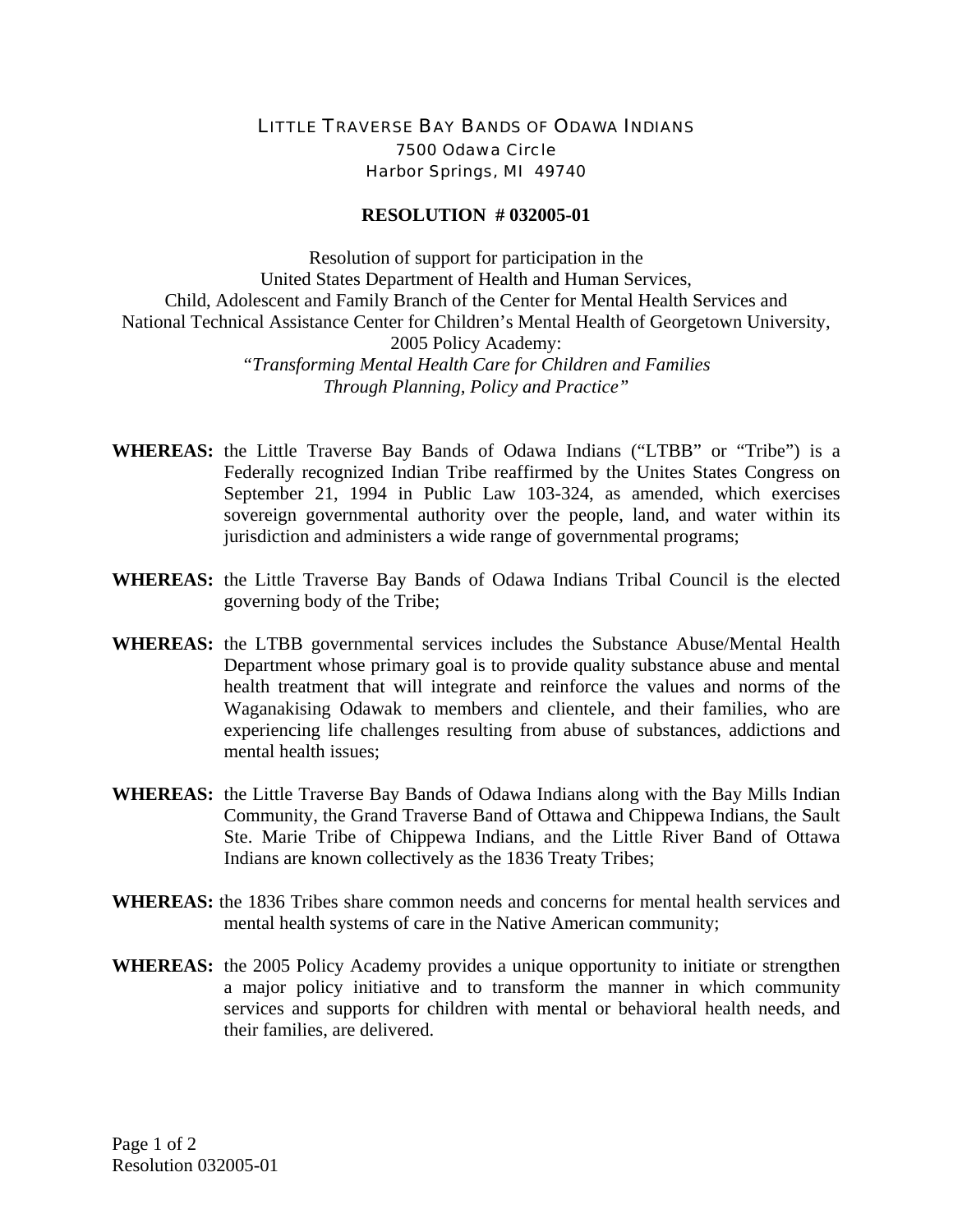# LITTLE TRAVERSE BAY BANDS OF ODAWA INDIANS

7500 Odawa Circle
Harbor Springs, MI 49740

## RESOLUTION # 032005-01

Resolution of support for participation in the
United States Department of Health and Human Services,
Child, Adolescent and Family Branch of the Center for Mental Health Services and
National Technical Assistance Center for Children's Mental Health of Georgetown University,
2005 Policy Academy:
*"Transforming Mental Health Care for Children and Families
Through Planning, Policy and Practice"*

**WHEREAS:** the Little Traverse Bay Bands of Odawa Indians ("LTBB" or "Tribe") is a Federally recognized Indian Tribe reaffirmed by the Unites States Congress on September 21, 1994 in Public Law 103-324, as amended, which exercises sovereign governmental authority over the people, land, and water within its jurisdiction and administers a wide range of governmental programs;

**WHEREAS:** the Little Traverse Bay Bands of Odawa Indians Tribal Council is the elected governing body of the Tribe;

**WHEREAS:** the LTBB governmental services includes the Substance Abuse/Mental Health Department whose primary goal is to provide quality substance abuse and mental health treatment that will integrate and reinforce the values and norms of the Waganakising Odawak to members and clientele, and their families, who are experiencing life challenges resulting from abuse of substances, addictions and mental health issues;

**WHEREAS:** the Little Traverse Bay Bands of Odawa Indians along with the Bay Mills Indian Community, the Grand Traverse Band of Ottawa and Chippewa Indians, the Sault Ste. Marie Tribe of Chippewa Indians, and the Little River Band of Ottawa Indians are known collectively as the 1836 Treaty Tribes;

**WHEREAS:** the 1836 Tribes share common needs and concerns for mental health services and mental health systems of care in the Native American community;

**WHEREAS:** the 2005 Policy Academy provides a unique opportunity to initiate or strengthen a major policy initiative and to transform the manner in which community services and supports for children with mental or behavioral health needs, and their families, are delivered.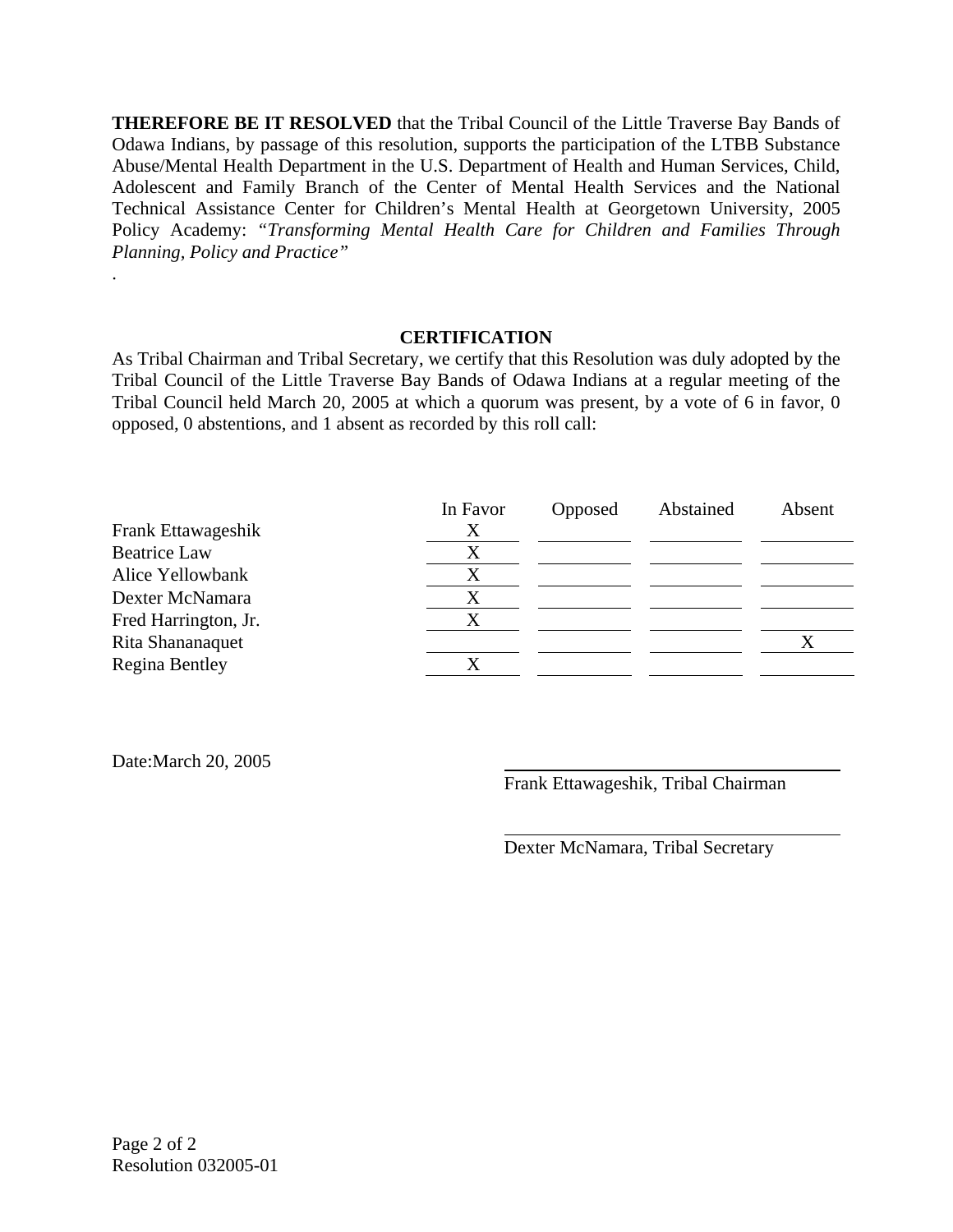**THEREFORE BE IT RESOLVED** that the Tribal Council of the Little Traverse Bay Bands of Odawa Indians, by passage of this resolution, supports the participation of the LTBB Substance Abuse/Mental Health Department in the U.S. Department of Health and Human Services, Child, Adolescent and Family Branch of the Center of Mental Health Services and the National Technical Assistance Center for Children's Mental Health at Georgetown University, 2005 Policy Academy: "*Transforming Mental Health Care for Children and Families Through Planning, Policy and Practice"*

.

## CERTIFICATION

As Tribal Chairman and Tribal Secretary, we certify that this Resolution was duly adopted by the Tribal Council of the Little Traverse Bay Bands of Odawa Indians at a regular meeting of the Tribal Council held March 20, 2005 at which a quorum was present, by a vote of 6 in favor, 0 opposed, 0 abstentions, and 1 absent as recorded by this roll call:

| | In Favor | Opposed | Abstained | Absent |
|---|---|---|---|---|
| Frank Ettawageshik | X | | | |
| Beatrice Law | X | | | |
| Alice Yellowbank | X | | | |
| Dexter McNamara | X | | | |
| Fred Harrington, Jr. | X | | | |
| Rita Shananaquet | | | | X |
| Regina Bentley | X | | | |

Date:March 20, 2005

Frank Ettawageshik, Tribal Chairman

Dexter McNamara, Tribal Secretary

Resolution 032005-01